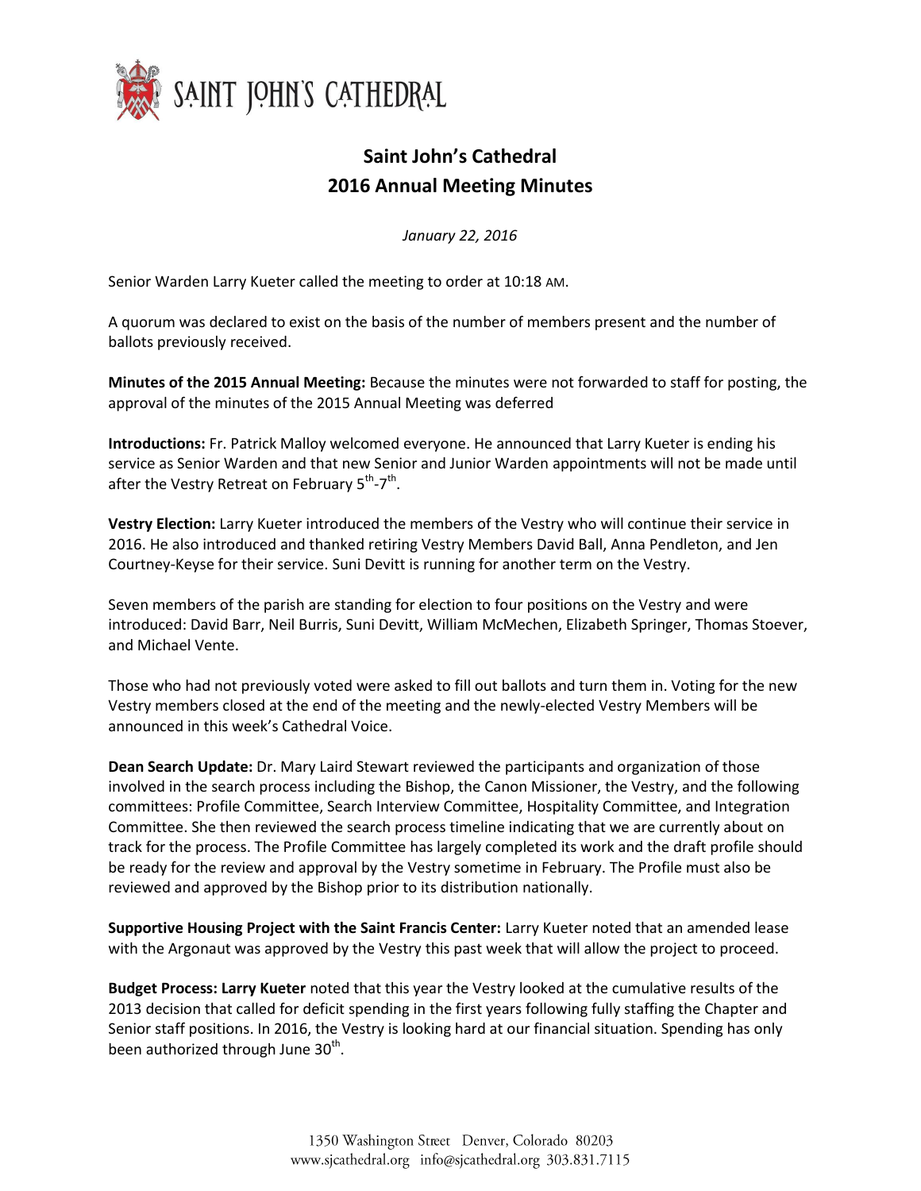# Saint John's Cathedral
## 2016 Annual Meeting Minutes

*January 22, 2016*

Senior Warden Larry Kueter called the meeting to order at 10:18 AM.

A quorum was declared to exist on the basis of the number of members present and the number of ballots previously received.

**Minutes of the 2015 Annual Meeting:** Because the minutes were not forwarded to staff for posting, the approval of the minutes of the 2015 Annual Meeting was deferred

**Introductions:** Fr. Patrick Malloy welcomed everyone. He announced that Larry Kueter is ending his service as Senior Warden and that new Senior and Junior Warden appointments will not be made until after the Vestry Retreat on February 5th-7th.

**Vestry Election:** Larry Kueter introduced the members of the Vestry who will continue their service in 2016. He also introduced and thanked retiring Vestry Members David Ball, Anna Pendleton, and Jen Courtney-Keyse for their service. Suni Devitt is running for another term on the Vestry.

Seven members of the parish are standing for election to four positions on the Vestry and were introduced: David Barr, Neil Burris, Suni Devitt, William McMechen, Elizabeth Springer, Thomas Stoever, and Michael Vente.

Those who had not previously voted were asked to fill out ballots and turn them in. Voting for the new Vestry members closed at the end of the meeting and the newly-elected Vestry Members will be announced in this week's Cathedral Voice.

**Dean Search Update:** Dr. Mary Laird Stewart reviewed the participants and organization of those involved in the search process including the Bishop, the Canon Missioner, the Vestry, and the following committees: Profile Committee, Search Interview Committee, Hospitality Committee, and Integration Committee. She then reviewed the search process timeline indicating that we are currently about on track for the process. The Profile Committee has largely completed its work and the draft profile should be ready for the review and approval by the Vestry sometime in February. The Profile must also be reviewed and approved by the Bishop prior to its distribution nationally.

**Supportive Housing Project with the Saint Francis Center:** Larry Kueter noted that an amended lease with the Argonaut was approved by the Vestry this past week that will allow the project to proceed.

**Budget Process: Larry Kueter** noted that this year the Vestry looked at the cumulative results of the 2013 decision that called for deficit spending in the first years following fully staffing the Chapter and Senior staff positions. In 2016, the Vestry is looking hard at our financial situation. Spending has only been authorized through June 30th.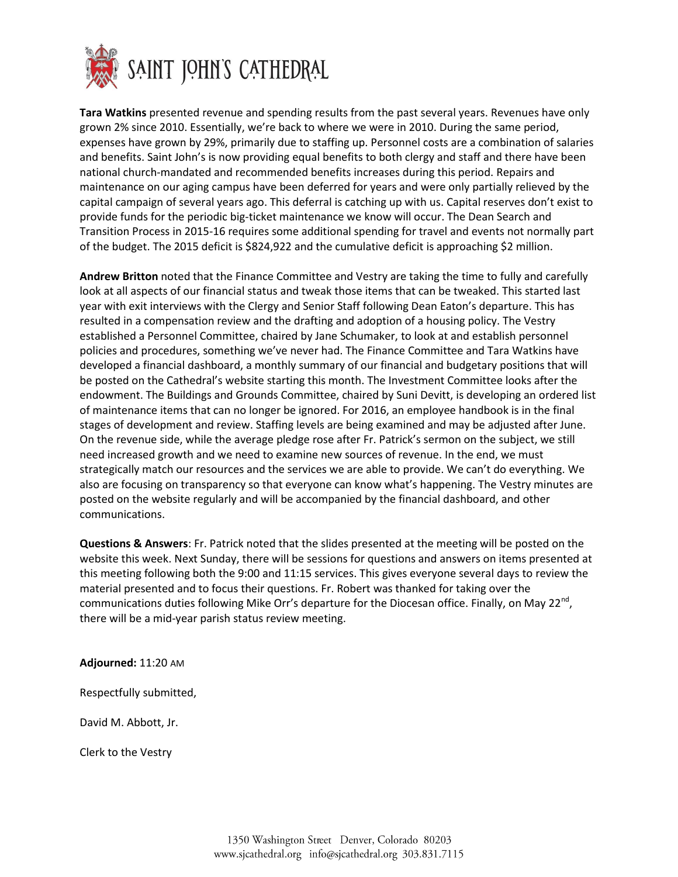**Tara Watkins** presented revenue and spending results from the past several years. Revenues have only grown 2% since 2010. Essentially, we're back to where we were in 2010. During the same period, expenses have grown by 29%, primarily due to staffing up. Personnel costs are a combination of salaries and benefits. Saint John's is now providing equal benefits to both clergy and staff and there have been national church-mandated and recommended benefits increases during this period. Repairs and maintenance on our aging campus have been deferred for years and were only partially relieved by the capital campaign of several years ago. This deferral is catching up with us. Capital reserves don't exist to provide funds for the periodic big-ticket maintenance we know will occur. The Dean Search and Transition Process in 2015-16 requires some additional spending for travel and events not normally part of the budget. The 2015 deficit is $824,922 and the cumulative deficit is approaching $2 million.

**Andrew Britton** noted that the Finance Committee and Vestry are taking the time to fully and carefully look at all aspects of our financial status and tweak those items that can be tweaked. This started last year with exit interviews with the Clergy and Senior Staff following Dean Eaton's departure. This has resulted in a compensation review and the drafting and adoption of a housing policy. The Vestry established a Personnel Committee, chaired by Jane Schumaker, to look at and establish personnel policies and procedures, something we've never had. The Finance Committee and Tara Watkins have developed a financial dashboard, a monthly summary of our financial and budgetary positions that will be posted on the Cathedral's website starting this month. The Investment Committee looks after the endowment. The Buildings and Grounds Committee, chaired by Suni Devitt, is developing an ordered list of maintenance items that can no longer be ignored. For 2016, an employee handbook is in the final stages of development and review. Staffing levels are being examined and may be adjusted after June. On the revenue side, while the average pledge rose after Fr. Patrick's sermon on the subject, we still need increased growth and we need to examine new sources of revenue. In the end, we must strategically match our resources and the services we are able to provide. We can't do everything. We also are focusing on transparency so that everyone can know what's happening. The Vestry minutes are posted on the website regularly and will be accompanied by the financial dashboard, and other communications.

**Questions & Answers**: Fr. Patrick noted that the slides presented at the meeting will be posted on the website this week. Next Sunday, there will be sessions for questions and answers on items presented at this meeting following both the 9:00 and 11:15 services. This gives everyone several days to review the material presented and to focus their questions. Fr. Robert was thanked for taking over the communications duties following Mike Orr's departure for the Diocesan office. Finally, on May 22nd, there will be a mid-year parish status review meeting.

**Adjourned:** 11:20 AM

Respectfully submitted,

David M. Abbott, Jr.

Clerk to the Vestry